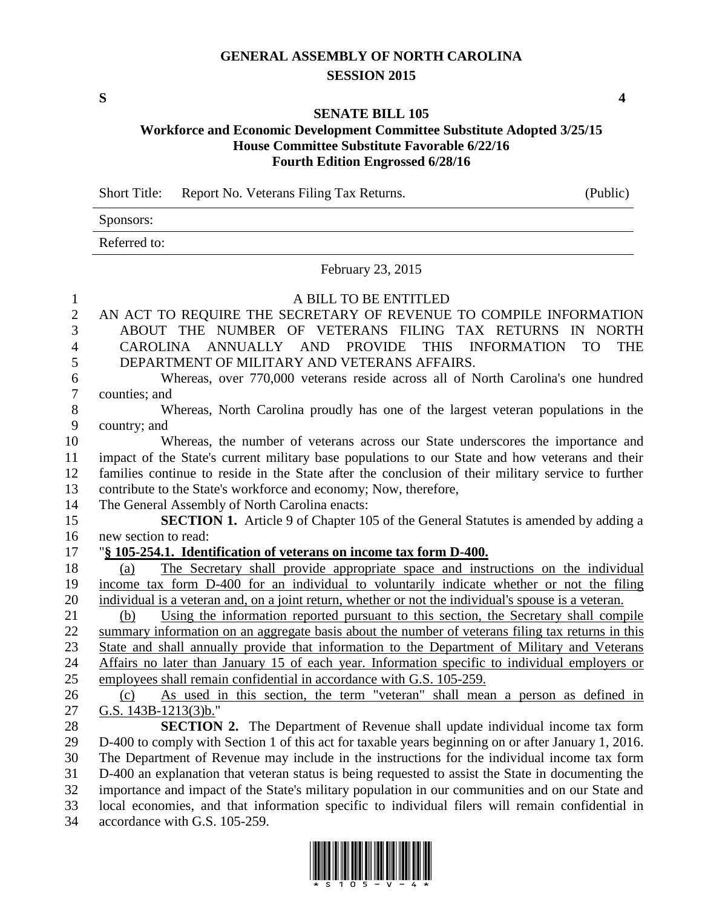# GENERAL ASSEMBLY OF NORTH CAROLINA
## SESSION 2015

**S** **4**

## SENATE BILL 105
### Workforce and Economic Development Committee Substitute Adopted 3/25/15
### House Committee Substitute Favorable 6/22/16
### Fourth Edition Engrossed 6/28/16

Short Title: Report No. Veterans Filing Tax Returns. (Public)

Sponsors:

Referred to:

February 23, 2015

A BILL TO BE ENTITLED

AN ACT TO REQUIRE THE SECRETARY OF REVENUE TO COMPILE INFORMATION ABOUT THE NUMBER OF VETERANS FILING TAX RETURNS IN NORTH CAROLINA ANNUALLY AND PROVIDE THIS INFORMATION TO THE DEPARTMENT OF MILITARY AND VETERANS AFFAIRS.

Whereas, over 770,000 veterans reside across all of North Carolina's one hundred counties; and

Whereas, North Carolina proudly has one of the largest veteran populations in the country; and

Whereas, the number of veterans across our State underscores the importance and impact of the State's current military base populations to our State and how veterans and their families continue to reside in the State after the conclusion of their military service to further contribute to the State's workforce and economy; Now, therefore,

The General Assembly of North Carolina enacts:

**SECTION 1.** Article 9 of Chapter 105 of the General Statutes is amended by adding a new section to read:

"**§ 105-254.1. Identification of veterans on income tax form D-400.**

(a) The Secretary shall provide appropriate space and instructions on the individual income tax form D-400 for an individual to voluntarily indicate whether or not the filing individual is a veteran and, on a joint return, whether or not the individual's spouse is a veteran.

(b) Using the information reported pursuant to this section, the Secretary shall compile summary information on an aggregate basis about the number of veterans filing tax returns in this State and shall annually provide that information to the Department of Military and Veterans Affairs no later than January 15 of each year. Information specific to individual employers or employees shall remain confidential in accordance with G.S. 105-259.

(c) As used in this section, the term "veteran" shall mean a person as defined in G.S. 143B-1213(3)b."

**SECTION 2.** The Department of Revenue shall update individual income tax form D-400 to comply with Section 1 of this act for taxable years beginning on or after January 1, 2016. The Department of Revenue may include in the instructions for the individual income tax form D-400 an explanation that veteran status is being requested to assist the State in documenting the importance and impact of the State's military population in our communities and on our State and local economies, and that information specific to individual filers will remain confidential in accordance with G.S. 105-259.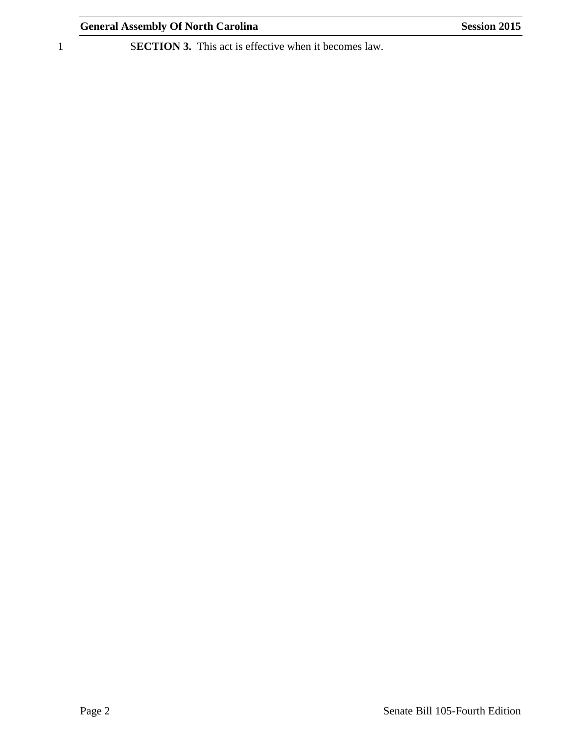**SECTION 3.** This act is effective when it becomes law.